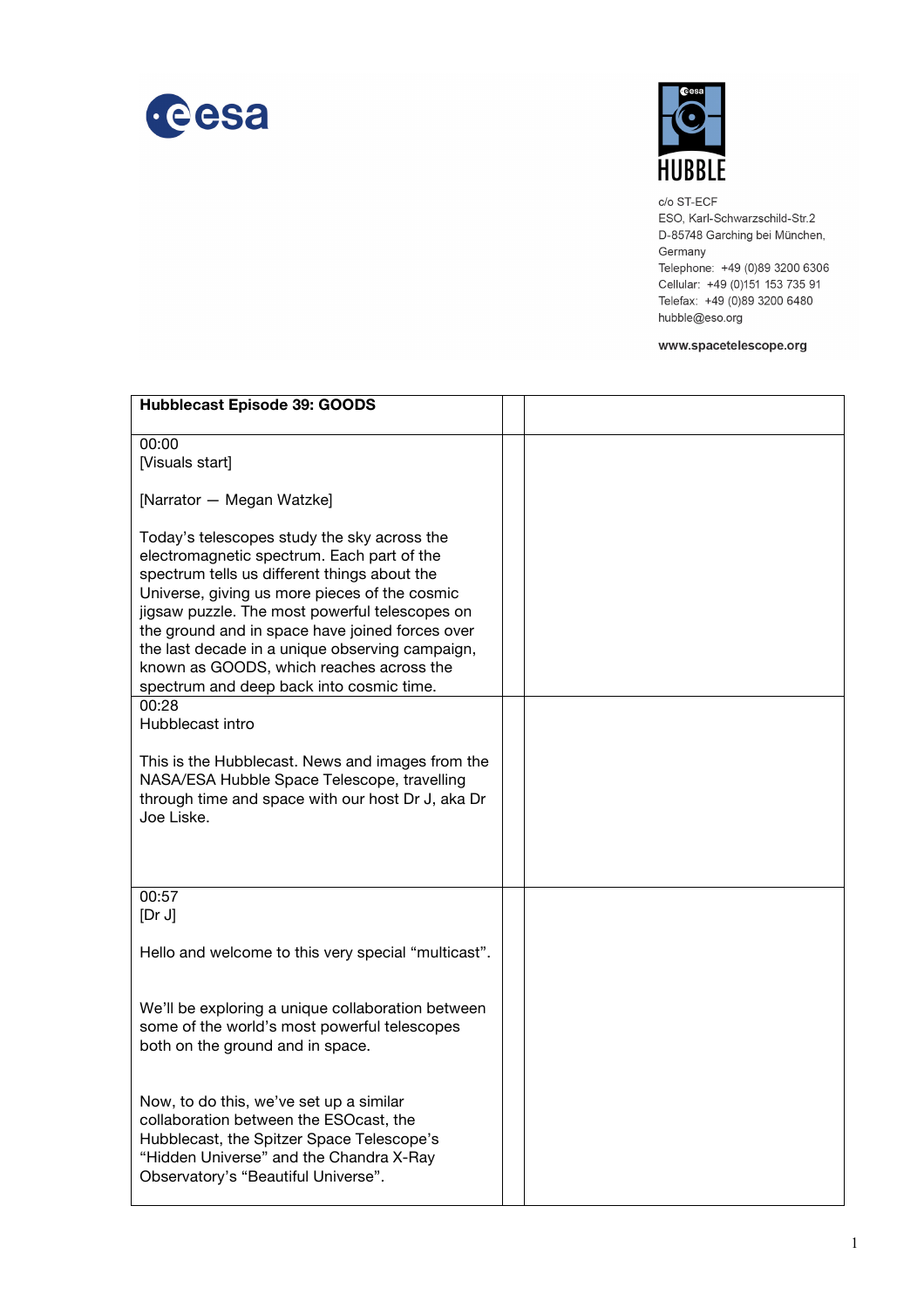esa

HUBBLE

c/o ST-ECF
ESO, Karl-Schwarzschild-Str.2
D-85748 Garching bei München,
Germany
Telephone: +49 (0)89 3200 6306
Cellular: +49 (0)151 153 735 91
Telefax: +49 (0)89 3200 6480
hubble@eso.org

**www.spacetelescope.org**

| **Hubblecast Episode 39: GOODS** | | |
|---|---|---|
| 00:00<br>[Visuals start]<br><br>[Narrator — Megan Watzke]<br><br>Today's telescopes study the sky across the electromagnetic spectrum. Each part of the spectrum tells us different things about the Universe, giving us more pieces of the cosmic jigsaw puzzle. The most powerful telescopes on the ground and in space have joined forces over the last decade in a unique observing campaign, known as GOODS, which reaches across the spectrum and deep back into cosmic time. | | |
| 00:28<br>Hubblecast intro<br><br>This is the Hubblecast. News and images from the NASA/ESA Hubble Space Telescope, travelling through time and space with our host Dr J, aka Dr Joe Liske. | | |
| 00:57<br>[Dr J]<br><br>Hello and welcome to this very special "multicast".<br><br>We'll be exploring a unique collaboration between some of the world's most powerful telescopes both on the ground and in space.<br><br>Now, to do this, we've set up a similar collaboration between the ESOcast, the Hubblecast, the Spitzer Space Telescope's "Hidden Universe" and the Chandra X-Ray Observatory's "Beautiful Universe". | | |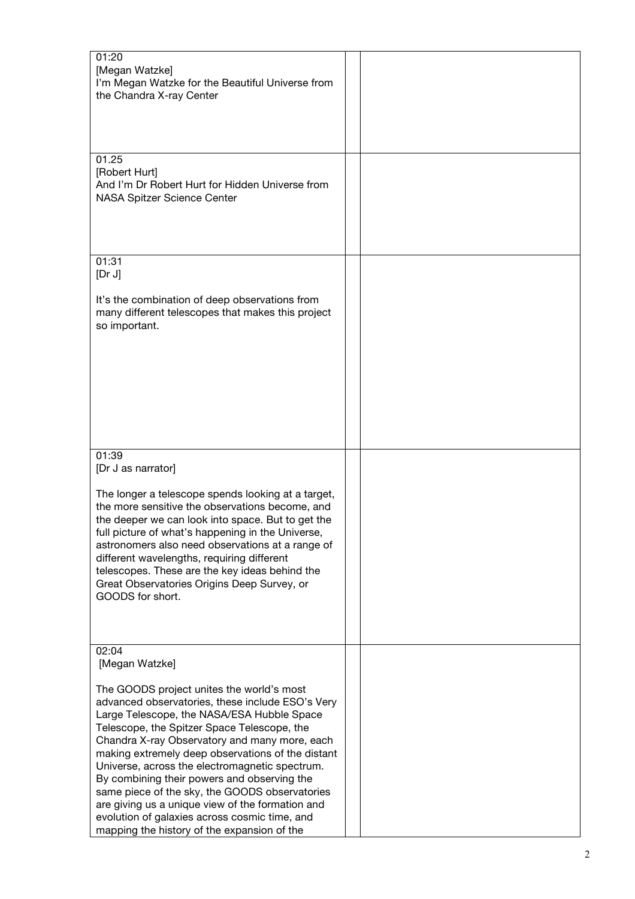| | | |
|---|---|---|
| 01:20<br>[Megan Watzke]<br>I'm Megan Watzke for the Beautiful Universe from the Chandra X-ray Center | | |
| 01.25<br>[Robert Hurt]<br>And I'm Dr Robert Hurt for Hidden Universe from NASA Spitzer Science Center | | |
| 01:31<br>[Dr J]<br><br>It's the combination of deep observations from many different telescopes that makes this project so important. | | |
| 01:39<br>[Dr J as narrator]<br><br>The longer a telescope spends looking at a target, the more sensitive the observations become, and the deeper we can look into space. But to get the full picture of what's happening in the Universe, astronomers also need observations at a range of different wavelengths, requiring different telescopes. These are the key ideas behind the Great Observatories Origins Deep Survey, or GOODS for short. | | |
| 02:04<br>[Megan Watzke]<br><br>The GOODS project unites the world's most advanced observatories, these include ESO's Very Large Telescope, the NASA/ESA Hubble Space Telescope, the Spitzer Space Telescope, the Chandra X-ray Observatory and many more, each making extremely deep observations of the distant Universe, across the electromagnetic spectrum. By combining their powers and observing the same piece of the sky, the GOODS observatories are giving us a unique view of the formation and evolution of galaxies across cosmic time, and mapping the history of the expansion of the | | |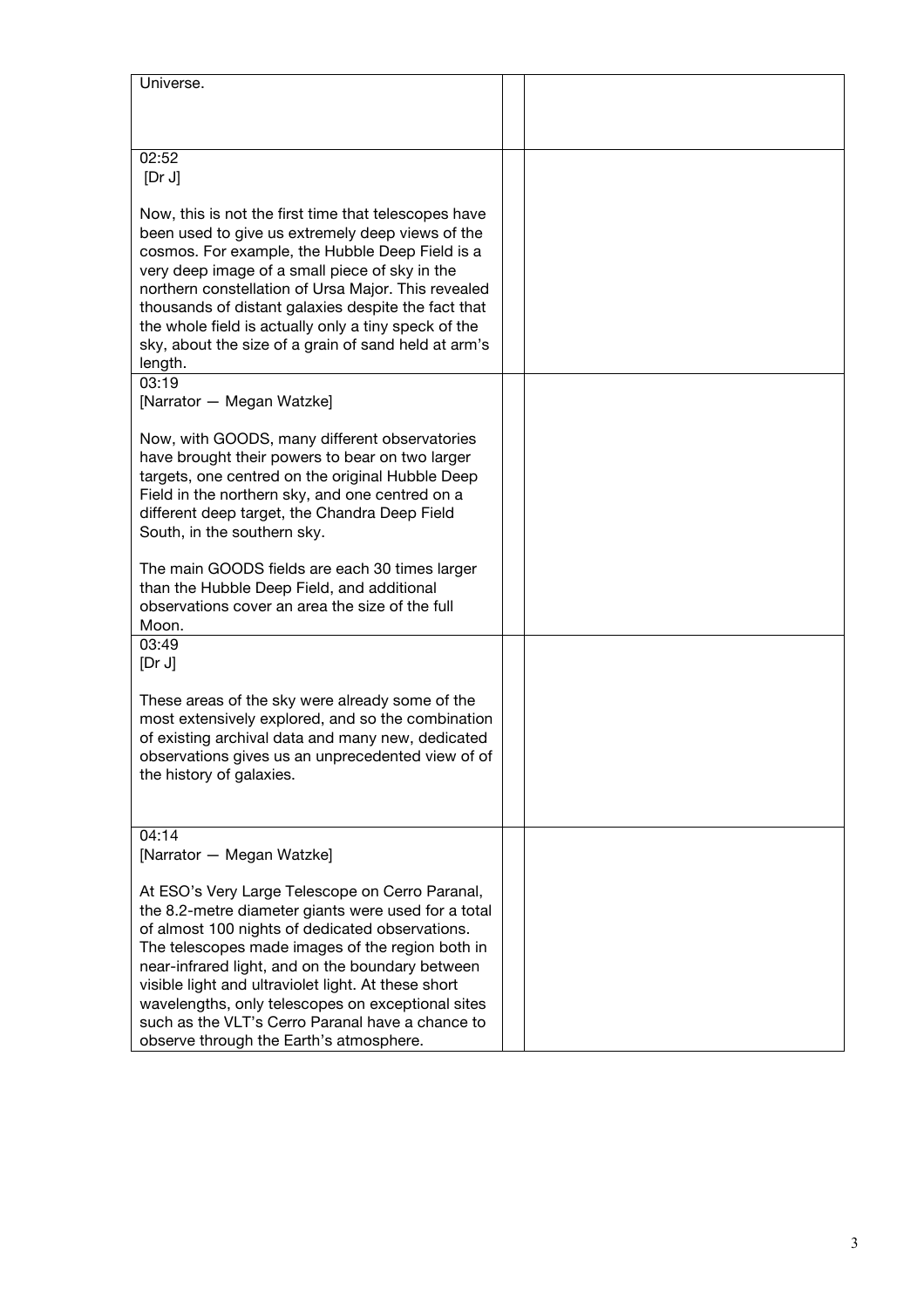| | | |
|---|---|---|
| Universe. | | |
| 02:52<br>[Dr J]<br><br>Now, this is not the first time that telescopes have been used to give us extremely deep views of the cosmos. For example, the Hubble Deep Field is a very deep image of a small piece of sky in the northern constellation of Ursa Major. This revealed thousands of distant galaxies despite the fact that the whole field is actually only a tiny speck of the sky, about the size of a grain of sand held at arm's length. | | |
| 03:19<br>[Narrator — Megan Watzke]<br><br>Now, with GOODS, many different observatories have brought their powers to bear on two larger targets, one centred on the original Hubble Deep Field in the northern sky, and one centred on a different deep target, the Chandra Deep Field South, in the southern sky.<br><br>The main GOODS fields are each 30 times larger than the Hubble Deep Field, and additional observations cover an area the size of the full Moon. | | |
| 03:49<br>[Dr J]<br><br>These areas of the sky were already some of the most extensively explored, and so the combination of existing archival data and many new, dedicated observations gives us an unprecedented view of of the history of galaxies. | | |
| 04:14<br>[Narrator — Megan Watzke]<br><br>At ESO's Very Large Telescope on Cerro Paranal, the 8.2-metre diameter giants were used for a total of almost 100 nights of dedicated observations. The telescopes made images of the region both in near-infrared light, and on the boundary between visible light and ultraviolet light. At these short wavelengths, only telescopes on exceptional sites such as the VLT's Cerro Paranal have a chance to observe through the Earth's atmosphere. | | |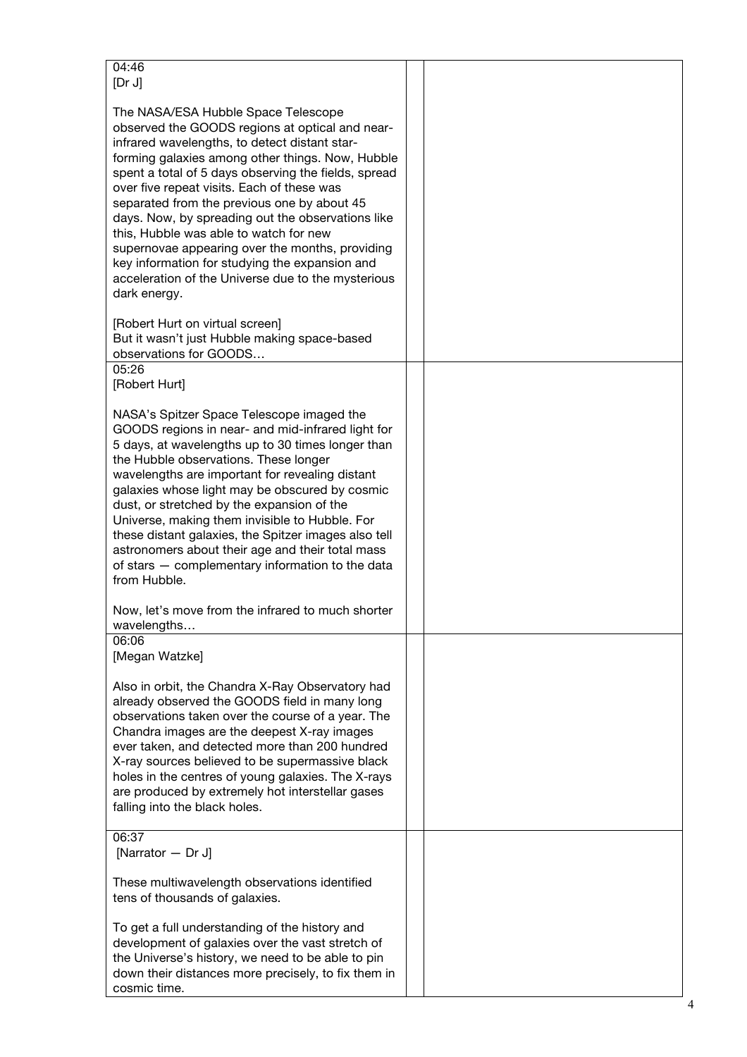| | | |
|---|---|---|
| 04:46<br>[Dr J]<br><br>The NASA/ESA Hubble Space Telescope observed the GOODS regions at optical and near-infrared wavelengths, to detect distant star-forming galaxies among other things. Now, Hubble spent a total of 5 days observing the fields, spread over five repeat visits. Each of these was separated from the previous one by about 45 days. Now, by spreading out the observations like this, Hubble was able to watch for new supernovae appearing over the months, providing key information for studying the expansion and acceleration of the Universe due to the mysterious dark energy.<br><br>[Robert Hurt on virtual screen]<br>But it wasn't just Hubble making space-based observations for GOODS… | | |
| 05:26<br>[Robert Hurt]<br><br>NASA's Spitzer Space Telescope imaged the GOODS regions in near- and mid-infrared light for 5 days, at wavelengths up to 30 times longer than the Hubble observations. These longer wavelengths are important for revealing distant galaxies whose light may be obscured by cosmic dust, or stretched by the expansion of the Universe, making them invisible to Hubble. For these distant galaxies, the Spitzer images also tell astronomers about their age and their total mass of stars — complementary information to the data from Hubble.<br><br>Now, let's move from the infrared to much shorter wavelengths… | | |
| 06:06<br>[Megan Watzke]<br><br>Also in orbit, the Chandra X-Ray Observatory had already observed the GOODS field in many long observations taken over the course of a year. The Chandra images are the deepest X-ray images ever taken, and detected more than 200 hundred X-ray sources believed to be supermassive black holes in the centres of young galaxies. The X-rays are produced by extremely hot interstellar gases falling into the black holes. | | |
| 06:37<br>[Narrator — Dr J]<br><br>These multiwavelength observations identified tens of thousands of galaxies.<br><br>To get a full understanding of the history and development of galaxies over the vast stretch of the Universe's history, we need to be able to pin down their distances more precisely, to fix them in cosmic time. | | |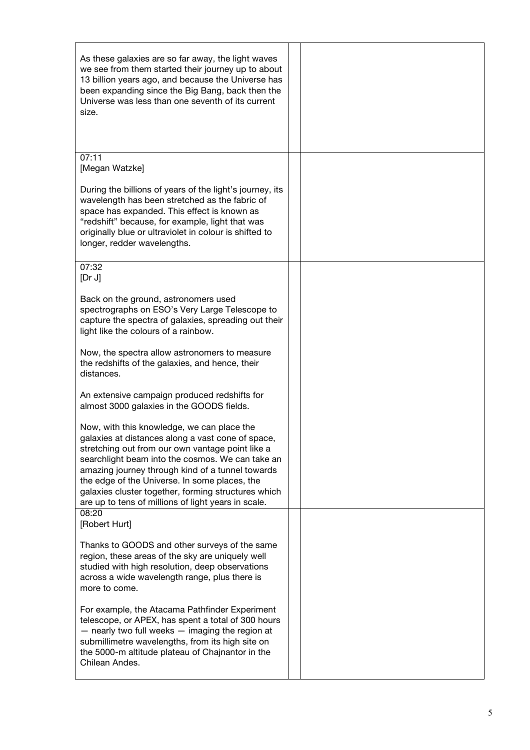| | | |
|---|---|---|
| As these galaxies are so far away, the light waves we see from them started their journey up to about 13 billion years ago, and because the Universe has been expanding since the Big Bang, back then the Universe was less than one seventh of its current size. | | |
| 07:11<br>[Megan Watzke]<br><br>During the billions of years of the light's journey, its wavelength has been stretched as the fabric of space has expanded. This effect is known as "redshift" because, for example, light that was originally blue or ultraviolet in colour is shifted to longer, redder wavelengths. | | |
| 07:32<br>[Dr J]<br><br>Back on the ground, astronomers used spectrographs on ESO's Very Large Telescope to capture the spectra of galaxies, spreading out their light like the colours of a rainbow.<br><br>Now, the spectra allow astronomers to measure the redshifts of the galaxies, and hence, their distances.<br><br>An extensive campaign produced redshifts for almost 3000 galaxies in the GOODS fields.<br><br>Now, with this knowledge, we can place the galaxies at distances along a vast cone of space, stretching out from our own vantage point like a searchlight beam into the cosmos. We can take an amazing journey through kind of a tunnel towards the edge of the Universe. In some places, the galaxies cluster together, forming structures which are up to tens of millions of light years in scale. | | |
| 08:20<br>[Robert Hurt]<br><br>Thanks to GOODS and other surveys of the same region, these areas of the sky are uniquely well studied with high resolution, deep observations across a wide wavelength range, plus there is more to come.<br><br>For example, the Atacama Pathfinder Experiment telescope, or APEX, has spent a total of 300 hours — nearly two full weeks — imaging the region at submillimetre wavelengths, from its high site on the 5000-m altitude plateau of Chajnantor in the Chilean Andes. | | |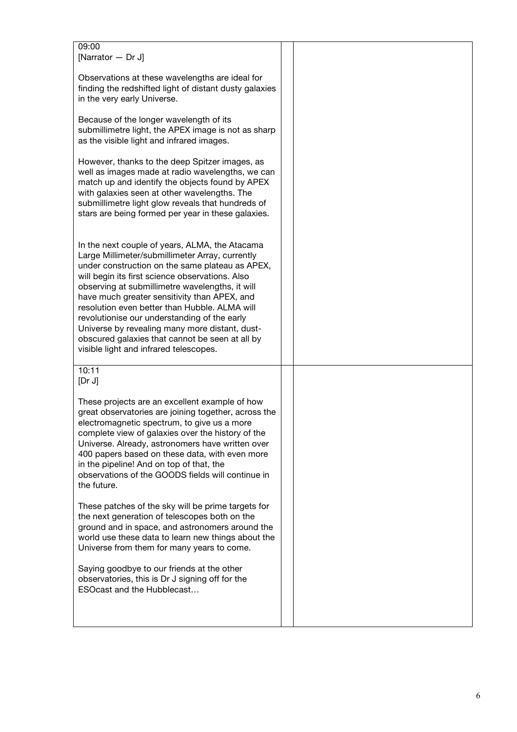| | | |
|---|---|---|
| 09:00<br>[Narrator — Dr J]<br><br>Observations at these wavelengths are ideal for finding the redshifted light of distant dusty galaxies in the very early Universe.<br><br>Because of the longer wavelength of its submillimetre light, the APEX image is not as sharp as the visible light and infrared images.<br><br>However, thanks to the deep Spitzer images, as well as images made at radio wavelengths, we can match up and identify the objects found by APEX with galaxies seen at other wavelengths. The submillimetre light glow reveals that hundreds of stars are being formed per year in these galaxies.<br><br>In the next couple of years, ALMA, the Atacama Large Millimeter/submillimeter Array, currently under construction on the same plateau as APEX, will begin its first science observations. Also observing at submillimetre wavelengths, it will have much greater sensitivity than APEX, and resolution even better than Hubble. ALMA will revolutionise our understanding of the early Universe by revealing many more distant, dust-obscured galaxies that cannot be seen at all by visible light and infrared telescopes. | | |
| 10:11<br>[Dr J]<br><br>These projects are an excellent example of how great observatories are joining together, across the electromagnetic spectrum, to give us a more complete view of galaxies over the history of the Universe. Already, astronomers have written over 400 papers based on these data, with even more in the pipeline! And on top of that, the observations of the GOODS fields will continue in the future.<br><br>These patches of the sky will be prime targets for the next generation of telescopes both on the ground and in space, and astronomers around the world use these data to learn new things about the Universe from them for many years to come.<br><br>Saying goodbye to our friends at the other observatories, this is Dr J signing off for the ESOcast and the Hubblecast… | | |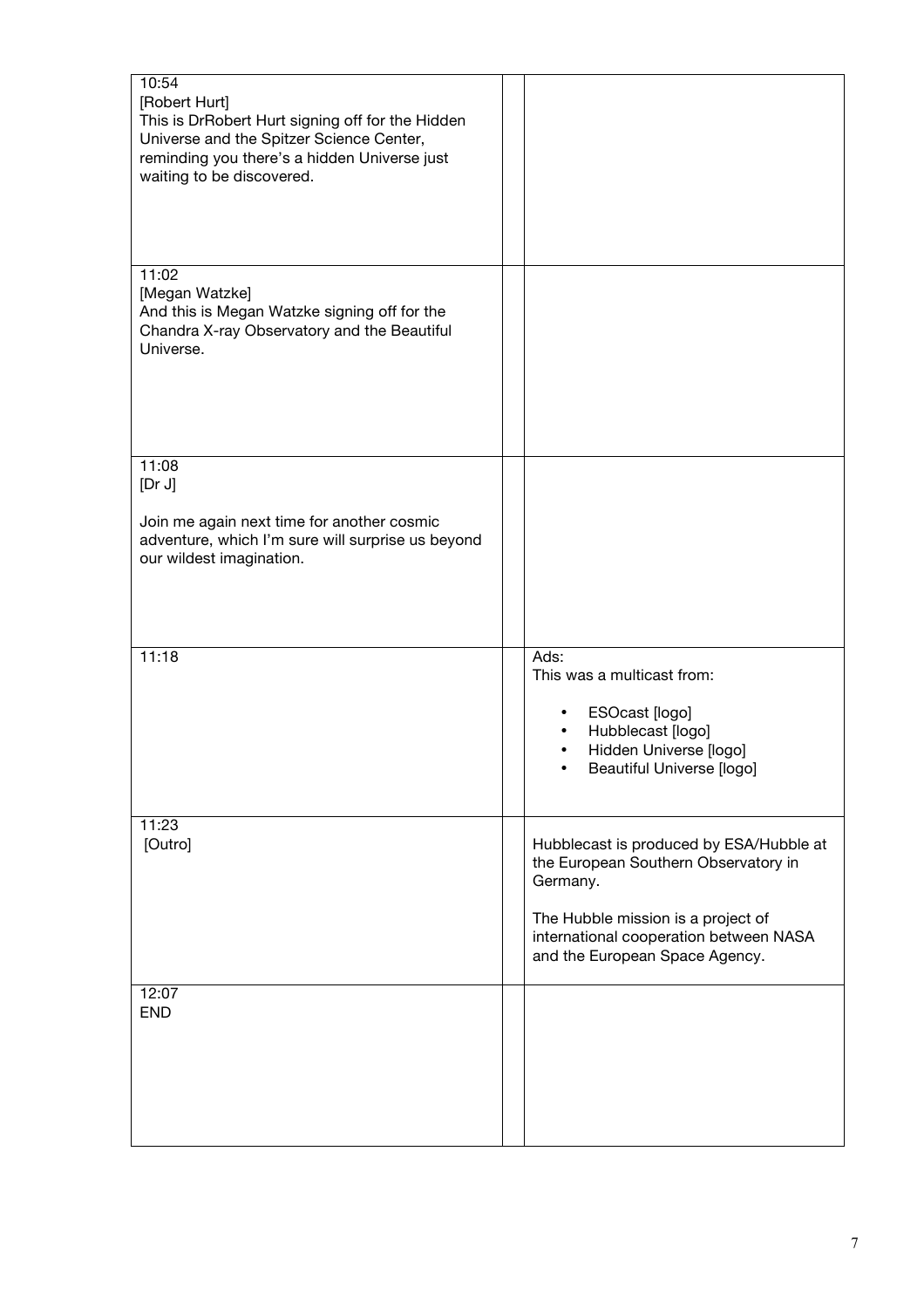| | | |
|---|---|---|
| 10:54<br>[Robert Hurt]<br>This is DrRobert Hurt signing off for the Hidden Universe and the Spitzer Science Center, reminding you there's a hidden Universe just waiting to be discovered. | | |
| 11:02<br>[Megan Watzke]<br>And this is Megan Watzke signing off for the Chandra X-ray Observatory and the Beautiful Universe. | | |
| 11:08<br>[Dr J]<br><br>Join me again next time for another cosmic adventure, which I'm sure will surprise us beyond our wildest imagination. | | |
| 11:18 | | Ads:<br>This was a multicast from:<br><br>• ESOcast [logo]<br>• Hubblecast [logo]<br>• Hidden Universe [logo]<br>• Beautiful Universe [logo] |
| 11:23<br>[Outro] | | Hubblecast is produced by ESA/Hubble at the European Southern Observatory in Germany.<br><br>The Hubble mission is a project of international cooperation between NASA and the European Space Agency. |
| 12:07<br>END | | |